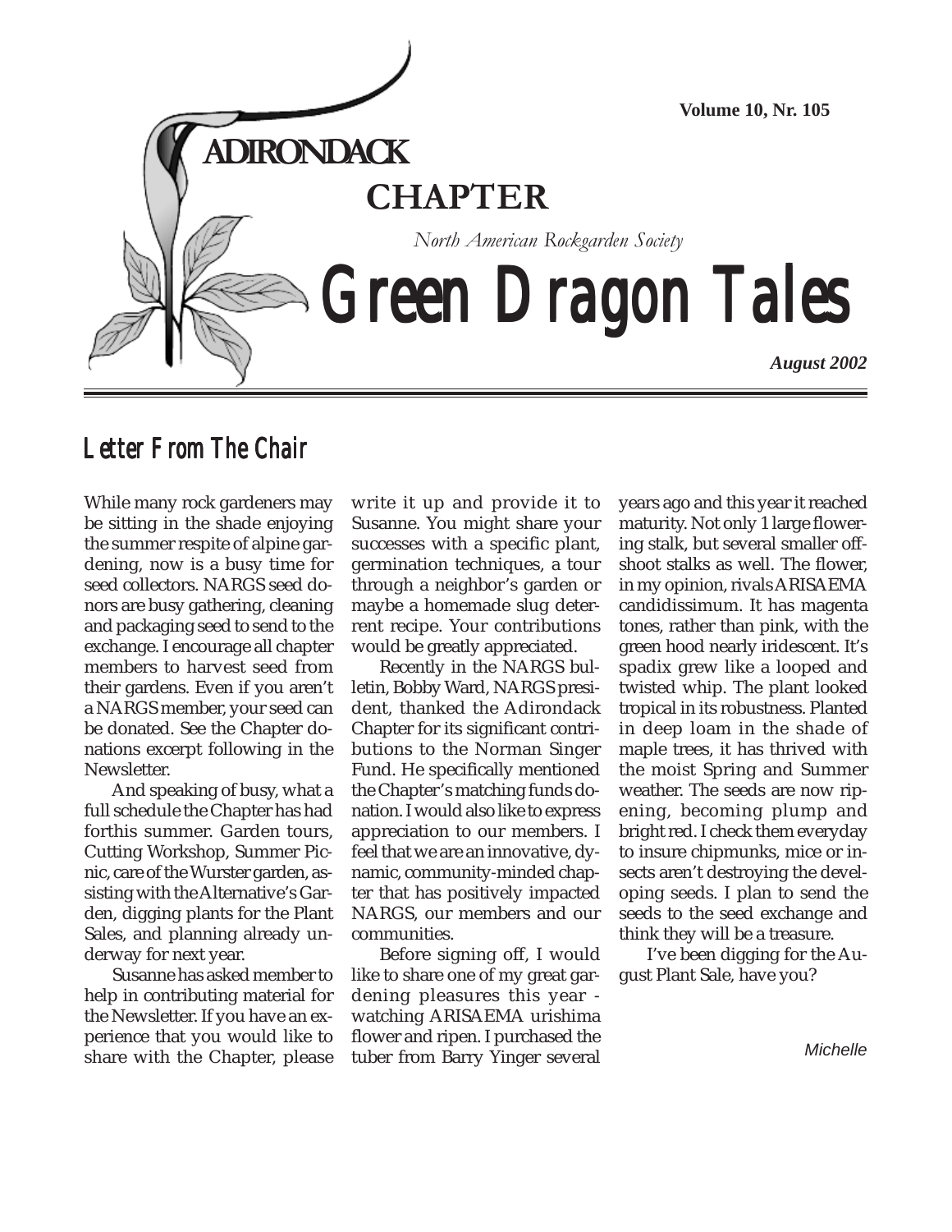# ADIRONDACK CHAPTER

*North American Rockgarden Society*

# Green Dragon Tales

**Volume 10, Nr. 105**

***August 2002***

## Letter From The Chair

While many rock gardeners may be sitting in the shade enjoying the summer respite of alpine gardening, now is a busy time for seed collectors. NARGS seed donors are busy gathering, cleaning and packaging seed to send to the exchange. I encourage all chapter members to harvest seed from their gardens. Even if you aren't a NARGS member, your seed can be donated. See the Chapter donations excerpt following in the Newsletter.

And speaking of busy, what a full schedule the Chapter has had forthis summer. Garden tours, Cutting Workshop, Summer Picnic, care of the Wurster garden, assisting with the Alternative's Garden, digging plants for the Plant Sales, and planning already underway for next year.

Susanne has asked member to help in contributing material for the Newsletter. If you have an experience that you would like to share with the Chapter, please write it up and provide it to Susanne. You might share your successes with a specific plant, germination techniques, a tour through a neighbor's garden or maybe a homemade slug deterrent recipe. Your contributions would be greatly appreciated.

Recently in the NARGS bulletin, Bobby Ward, NARGS president, thanked the Adirondack Chapter for its significant contributions to the Norman Singer Fund. He specifically mentioned the Chapter's matching funds donation. I would also like to express appreciation to our members. I feel that we are an innovative, dynamic, community-minded chapter that has positively impacted NARGS, our members and our communities.

Before signing off, I would like to share one of my great gardening pleasures this year - watching ARISAEMA urishima flower and ripen. I purchased the tuber from Barry Yinger several years ago and this year it reached maturity. Not only 1 large flowering stalk, but several smaller offshoot stalks as well. The flower, in my opinion, rivals ARISAEMA candidissimum. It has magenta tones, rather than pink, with the green hood nearly iridescent. It's spadix grew like a looped and twisted whip. The plant looked tropical in its robustness. Planted in deep loam in the shade of maple trees, it has thrived with the moist Spring and Summer weather. The seeds are now ripening, becoming plump and bright red. I check them everyday to insure chipmunks, mice or insects aren't destroying the developing seeds. I plan to send the seeds to the seed exchange and think they will be a treasure.

I've been digging for the August Plant Sale, have you?

*Michelle*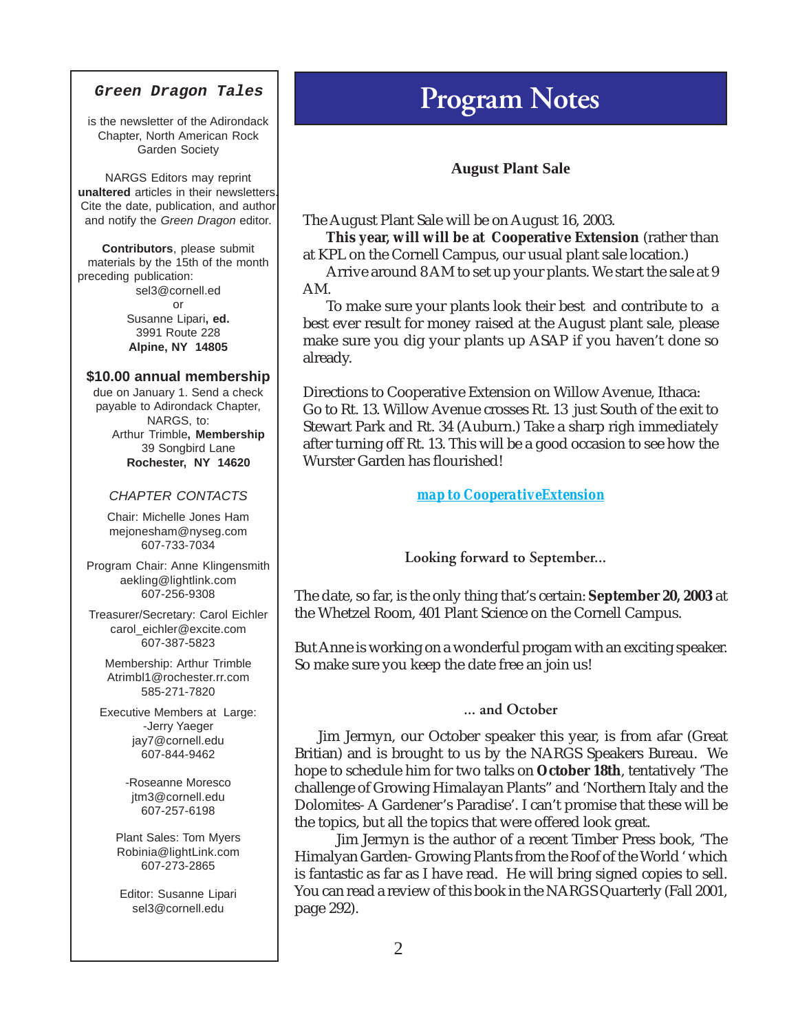**_Green Dragon Tales_**

is the newsletter of the Adirondack Chapter, North American Rock Garden Society

NARGS Editors may reprint **unaltered** articles in their newsletters. Cite the date, publication, and author and notify the *Green Dragon* editor.

**Contributors**, please submit materials by the 15th of the month preceding publication:
sel3@cornell.ed
or
Susanne Lipari**, ed.**
3991 Route 228
**Alpine, NY 14805**

**$10.00 annual membership**
due on January 1. Send a check payable to Adirondack Chapter, NARGS, to:
Arthur Trimble**, Membership**
39 Songbird Lane
**Rochester, NY 14620**

*CHAPTER CONTACTS*

Chair: Michelle Jones Ham
mejonesham@nyseg.com
607-733-7034

Program Chair: Anne Klingensmith
aekling@lightlink.com
607-256-9308

Treasurer/Secretary: Carol Eichler
carol_eichler@excite.com
607-387-5823

Membership: Arthur Trimble
Atrimbl1@rochester.rr.com
585-271-7820

Executive Members at Large:
-Jerry Yaeger
jay7@cornell.edu
607-844-9462

-Roseanne Moresco
jtm3@cornell.edu
607-257-6198

Plant Sales: Tom Myers
Robinia@lightLink.com
607-273-2865

Editor: Susanne Lipari
sel3@cornell.edu

# Program Notes

### August Plant Sale

The August Plant Sale will be on August 16, 2003.

**This year, will will be at Cooperative Extension** (rather than at KPL on the Cornell Campus, our usual plant sale location.)

Arrive around 8 AM to set up your plants. We start the sale at 9 AM.

To make sure your plants look their best and contribute to a best ever result for money raised at the August plant sale, please make sure you dig your plants up ASAP if you haven't done so already.

Directions to Cooperative Extension on Willow Avenue, Ithaca: Go to Rt. 13. Willow Avenue crosses Rt. 13 just South of the exit to Stewart Park and Rt. 34 (Auburn.) Take a sharp righ immediately after turning off Rt. 13. This will be a good occasion to see how the Wurster Garden has flourished!

**_map to CooperativeExtension_**

### Looking forward to September...

The date, so far, is the only thing that's certain: **September 20, 2003** at the Whetzel Room, 401 Plant Science on the Cornell Campus.

But Anne is working on a wonderful progam with an exciting speaker. So make sure you keep the date free an join us!

### ... and October

Jim Jermyn, our October speaker this year, is from afar (Great Britian) and is brought to us by the NARGS Speakers Bureau. We hope to schedule him for two talks on **October 18th**, tentatively 'The challenge of Growing Himalayan Plants" and 'Northern Italy and the Dolomites- A Gardener's Paradise'. I can't promise that these will be the topics, but all the topics that were offered look great.

Jim Jermyn is the author of a recent Timber Press book, 'The Himalayan Garden- Growing Plants from the Roof of the World ' which is fantastic as far as I have read. He will bring signed copies to sell. You can read a review of this book in the NARGS Quarterly (Fall 2001, page 292).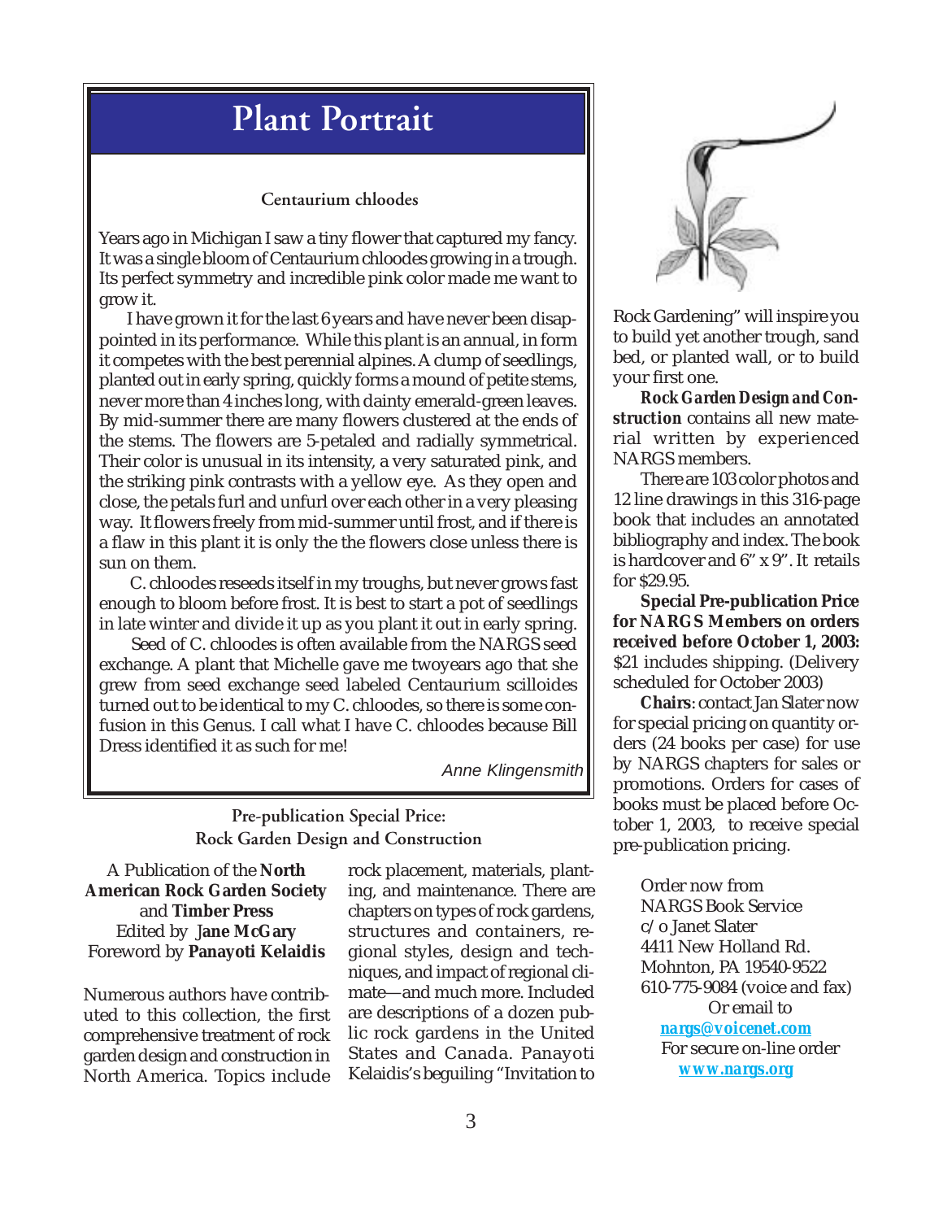# Plant Portrait

### Centaurium chloodes

Years ago in Michigan I saw a tiny flower that captured my fancy. It was a single bloom of Centaurium chloodes growing in a trough. Its perfect symmetry and incredible pink color made me want to grow it.

I have grown it for the last 6 years and have never been disappointed in its performance. While this plant is an annual, in form it competes with the best perennial alpines. A clump of seedlings, planted out in early spring, quickly forms a mound of petite stems, never more than 4 inches long, with dainty emerald-green leaves. By mid-summer there are many flowers clustered at the ends of the stems. The flowers are 5-petaled and radially symmetrical. Their color is unusual in its intensity, a very saturated pink, and the striking pink contrasts with a yellow eye. As they open and close, the petals furl and unfurl over each other in a very pleasing way. It flowers freely from mid-summer until frost, and if there is a flaw in this plant it is only the the flowers close unless there is sun on them.

C. chloodes reseeds itself in my troughs, but never grows fast enough to bloom before frost. It is best to start a pot of seedlings in late winter and divide it up as you plant it out in early spring.

Seed of C. chloodes is often available from the NARGS seed exchange. A plant that Michelle gave me twoyears ago that she grew from seed exchange seed labeled Centaurium scilloides turned out to be identical to my C. chloodes, so there is some confusion in this Genus. I call what I have C. chloodes because Bill Dress identified it as such for me!

*Anne Klingensmith*

### Pre-publication Special Price: Rock Garden Design and Construction

A Publication of the **North American Rock Garden Society** and **Timber Press**
Edited by **Jane McGary**
Foreword by **Panayoti Kelaidis**

Numerous authors have contributed to this collection, the first comprehensive treatment of rock garden design and construction in North America. Topics include rock placement, materials, planting, and maintenance. There are chapters on types of rock gardens, structures and containers, regional styles, design and techniques, and impact of regional climate—and much more. Included are descriptions of a dozen public rock gardens in the United States and Canada. Panayoti Kelaidis's beguiling "Invitation to Rock Gardening" will inspire you to build yet another trough, sand bed, or planted wall, or to build your first one.

***Rock Garden Design and Construction*** contains all new material written by experienced NARGS members.

There are 103 color photos and 12 line drawings in this 316-page book that includes an annotated bibliography and index. The book is hardcover and 6" x 9". It retails for $29.95.

**Special Pre-publication Price for NARGS Members on orders received before October 1, 2003:** $21 includes shipping. (Delivery scheduled for October 2003)

**Chairs**: contact Jan Slater now for special pricing on quantity orders (24 books per case) for use by NARGS chapters for sales or promotions. Orders for cases of books must be placed before October 1, 2003, to receive special pre-publication pricing.

Order now from
NARGS Book Service
c/o Janet Slater
4411 New Holland Rd.
Mohnton, PA 19540-9522
610-775-9084 (voice and fax)
Or email to
**nargs@voicenet.com**
For secure on-line order
**www.nargs.org**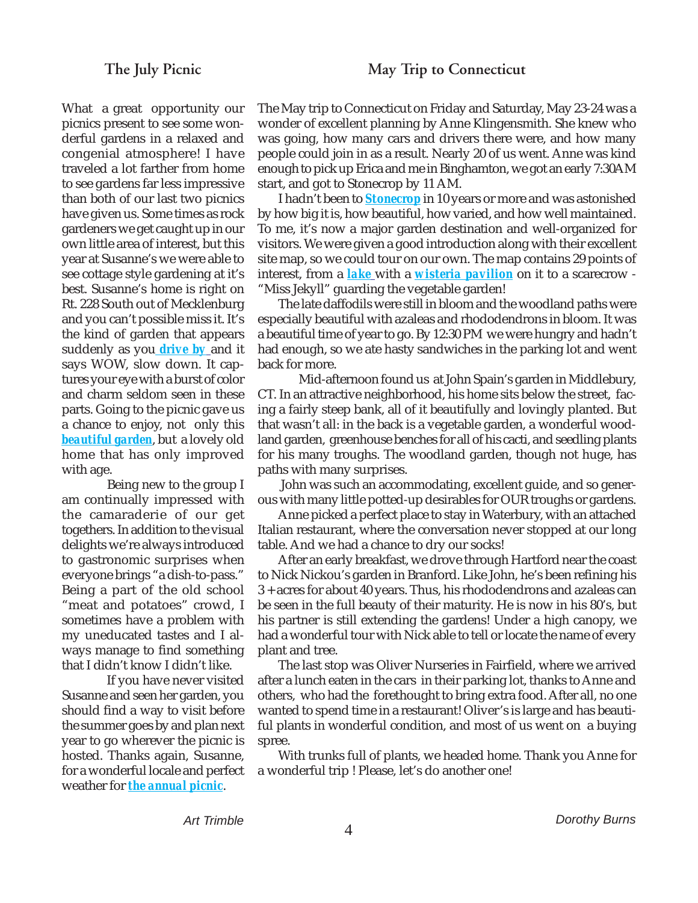## The July Picnic

What a great opportunity our picnics present to see some wonderful gardens in a relaxed and congenial atmosphere! I have traveled a lot farther from home to see gardens far less impressive than both of our last two picnics have given us. Some times as rock gardeners we get caught up in our own little area of interest, but this year at Susanne's we were able to see cottage style gardening at it's best. Susanne's home is right on Rt. 228 South out of Mecklenburg and you can't possible miss it. It's the kind of garden that appears suddenly as you ***drive by*** and it says WOW, slow down. It captures your eye with a burst of color and charm seldom seen in these parts. Going to the picnic gave us a chance to enjoy, not only this ***beautiful garden***, but a lovely old home that has only improved with age.

Being new to the group I am continually impressed with the camaraderie of our get togethers. In addition to the visual delights we're always introduced to gastronomic surprises when everyone brings "a dish-to-pass." Being a part of the old school "meat and potatoes" crowd, I sometimes have a problem with my uneducated tastes and I always manage to find something that I didn't know I didn't like.

If you have never visited Susanne and seen her garden, you should find a way to visit before the summer goes by and plan next year to go wherever the picnic is hosted. Thanks again, Susanne, for a wonderful locale and perfect weather for ***the annual picnic***.

*Art Trimble*

## May Trip to Connecticut

The May trip to Connecticut on Friday and Saturday, May 23-24 was a wonder of excellent planning by Anne Klingensmith. She knew who was going, how many cars and drivers there were, and how many people could join in as a result. Nearly 20 of us went. Anne was kind enough to pick up Erica and me in Binghamton, we got an early 7:30AM start, and got to Stonecrop by 11 AM.

I hadn't been to ***Stonecrop*** in 10 years or more and was astonished by how big it is, how beautiful, how varied, and how well maintained. To me, it's now a major garden destination and well-organized for visitors. We were given a good introduction along with their excellent site map, so we could tour on our own. The map contains 29 points of interest, from a ***lake*** with a ***wisteria pavilion*** on it to a scarecrow - "Miss Jekyll" guarding the vegetable garden!

The late daffodils were still in bloom and the woodland paths were especially beautiful with azaleas and rhododendrons in bloom. It was a beautiful time of year to go. By 12:30 PM we were hungry and hadn't had enough, so we ate hasty sandwiches in the parking lot and went back for more.

Mid-afternoon found us at John Spain's garden in Middlebury, CT. In an attractive neighborhood, his home sits below the street, facing a fairly steep bank, all of it beautifully and lovingly planted. But that wasn't all: in the back is a vegetable garden, a wonderful woodland garden, greenhouse benches for all of his cacti, and seedling plants for his many troughs. The woodland garden, though not huge, has paths with many surprises.

John was such an accommodating, excellent guide, and so generous with many little potted-up desirables for OUR troughs or gardens.

Anne picked a perfect place to stay in Waterbury, with an attached Italian restaurant, where the conversation never stopped at our long table. And we had a chance to dry our socks!

After an early breakfast, we drove through Hartford near the coast to Nick Nickou's garden in Branford. Like John, he's been refining his 3+ acres for about 40 years. Thus, his rhododendrons and azaleas can be seen in the full beauty of their maturity. He is now in his 80's, but his partner is still extending the gardens! Under a high canopy, we had a wonderful tour with Nick able to tell or locate the name of every plant and tree.

The last stop was Oliver Nurseries in Fairfield, where we arrived after a lunch eaten in the cars in their parking lot, thanks to Anne and others, who had the forethought to bring extra food. After all, no one wanted to spend time in a restaurant! Oliver's is large and has beautiful plants in wonderful condition, and most of us went on a buying spree.

With trunks full of plants, we headed home. Thank you Anne for a wonderful trip ! Please, let's do another one!

*Dorothy Burns*